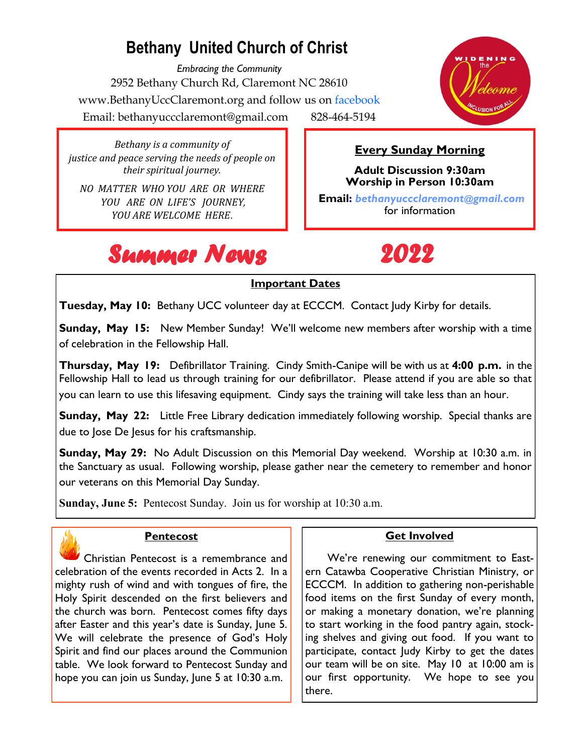# Bethany United Church of Christ

*Embracing the Community*

2952 Bethany Church Rd, Claremont NC 28610

www.BethanyUccClaremont.org and follow us on facebook

Email: bethanyuccclaremont@gmail.com 828-464-5194

WIDENING the Welcome INCLUSION FOR ALL

*Bethany is a community of justice and peace serving the needs of people on their spiritual journey.*

*NO MATTER WHO YOU ARE OR WHERE YOU ARE ON LIFE'S JOURNEY, YOU ARE WELCOME HERE.*

**Every Sunday Morning**

**Adult Discussion 9:30am**
**Worship in Person 10:30am**

**Email:** ***bethanyuccclaremont@gmail.com*** for information

# *Summer News 2022*

## Important Dates

**Tuesday, May 10:** Bethany UCC volunteer day at ECCCM. Contact Judy Kirby for details.

**Sunday, May 15:** New Member Sunday! We'll welcome new members after worship with a time of celebration in the Fellowship Hall.

**Thursday, May 19:** Defibrillator Training. Cindy Smith-Canipe will be with us at **4:00 p.m.** in the Fellowship Hall to lead us through training for our defibrillator. Please attend if you are able so that you can learn to use this lifesaving equipment. Cindy says the training will take less than an hour.

**Sunday, May 22:** Little Free Library dedication immediately following worship. Special thanks are due to Jose De Jesus for his craftsmanship.

**Sunday, May 29:** No Adult Discussion on this Memorial Day weekend. Worship at 10:30 a.m. in the Sanctuary as usual. Following worship, please gather near the cemetery to remember and honor our veterans on this Memorial Day Sunday.

**Sunday, June 5:** Pentecost Sunday. Join us for worship at 10:30 a.m.

## Pentecost

Christian Pentecost is a remembrance and celebration of the events recorded in Acts 2. In a mighty rush of wind and with tongues of fire, the Holy Spirit descended on the first believers and the church was born. Pentecost comes fifty days after Easter and this year's date is Sunday, June 5. We will celebrate the presence of God's Holy Spirit and find our places around the Communion table. We look forward to Pentecost Sunday and hope you can join us Sunday, June 5 at 10:30 a.m.

## Get Involved

We're renewing our commitment to Eastern Catawba Cooperative Christian Ministry, or ECCCM. In addition to gathering non-perishable food items on the first Sunday of every month, or making a monetary donation, we're planning to start working in the food pantry again, stocking shelves and giving out food. If you want to participate, contact Judy Kirby to get the dates our team will be on site. May 10 at 10:00 am is our first opportunity. We hope to see you there.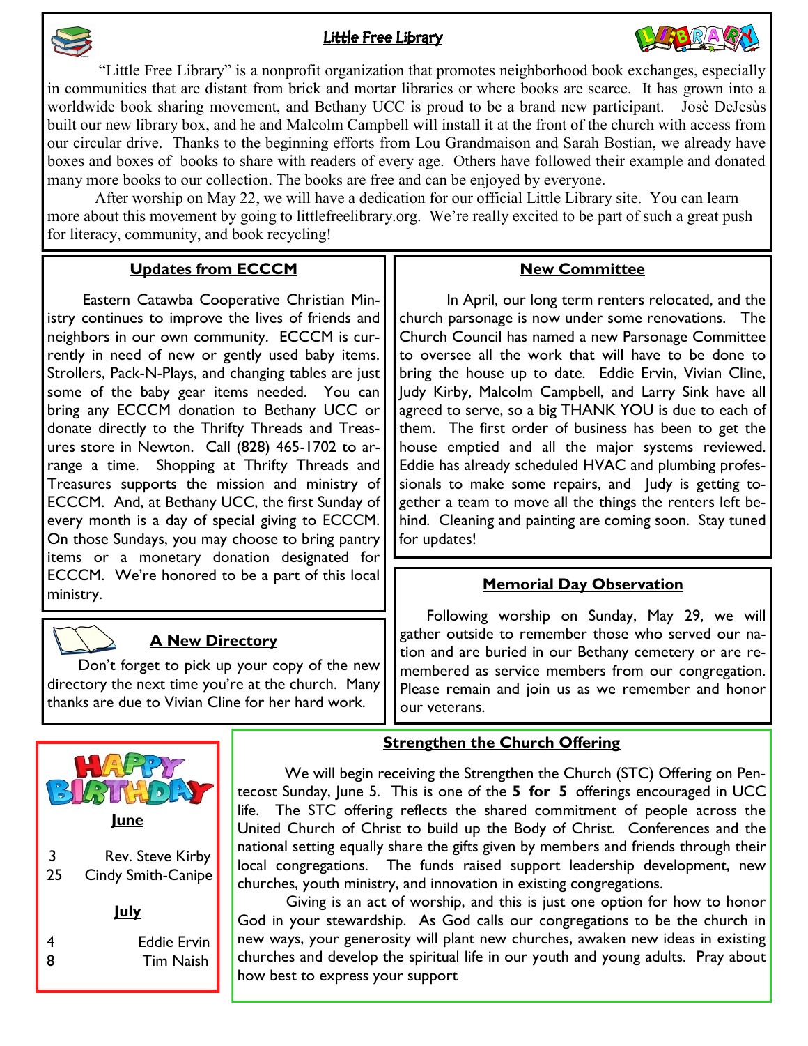## Little Free Library

"Little Free Library" is a nonprofit organization that promotes neighborhood book exchanges, especially in communities that are distant from brick and mortar libraries or where books are scarce. It has grown into a worldwide book sharing movement, and Bethany UCC is proud to be a brand new participant. Josè DeJesùs built our new library box, and he and Malcolm Campbell will install it at the front of the church with access from our circular drive. Thanks to the beginning efforts from Lou Grandmaison and Sarah Bostian, we already have boxes and boxes of books to share with readers of every age. Others have followed their example and donated many more books to our collection. The books are free and can be enjoyed by everyone.

After worship on May 22, we will have a dedication for our official Little Library site. You can learn more about this movement by going to littlefreelibrary.org. We're really excited to be part of such a great push for literacy, community, and book recycling!

## Updates from ECCCM

Eastern Catawba Cooperative Christian Ministry continues to improve the lives of friends and neighbors in our own community. ECCCM is currently in need of new or gently used baby items. Strollers, Pack-N-Plays, and changing tables are just some of the baby gear items needed. You can bring any ECCCM donation to Bethany UCC or donate directly to the Thrifty Threads and Treasures store in Newton. Call (828) 465-1702 to arrange a time. Shopping at Thrifty Threads and Treasures supports the mission and ministry of ECCCM. And, at Bethany UCC, the first Sunday of every month is a day of special giving to ECCCM. On those Sundays, you may choose to bring pantry items or a monetary donation designated for ECCCM. We're honored to be a part of this local ministry.

## A New Directory

Don't forget to pick up your copy of the new directory the next time you're at the church. Many thanks are due to Vivian Cline for her hard work.

## New Committee

In April, our long term renters relocated, and the church parsonage is now under some renovations. The Church Council has named a new Parsonage Committee to oversee all the work that will have to be done to bring the house up to date. Eddie Ervin, Vivian Cline, Judy Kirby, Malcolm Campbell, and Larry Sink have all agreed to serve, so a big THANK YOU is due to each of them. The first order of business has been to get the house emptied and all the major systems reviewed. Eddie has already scheduled HVAC and plumbing professionals to make some repairs, and Judy is getting together a team to move all the things the renters left behind. Cleaning and painting are coming soon. Stay tuned for updates!

## Memorial Day Observation

Following worship on Sunday, May 29, we will gather outside to remember those who served our nation and are buried in our Bethany cemetery or are remembered as service members from our congregation. Please remain and join us as we remember and honor our veterans.

## HAPPY BIRTHDAY

**June**

3 Rev. Steve Kirby
25 Cindy Smith-Canipe

**July**

4 Eddie Ervin
8 Tim Naish

## Strengthen the Church Offering

We will begin receiving the Strengthen the Church (STC) Offering on Pentecost Sunday, June 5. This is one of the **5 for 5** offerings encouraged in UCC life. The STC offering reflects the shared commitment of people across the United Church of Christ to build up the Body of Christ. Conferences and the national setting equally share the gifts given by members and friends through their local congregations. The funds raised support leadership development, new churches, youth ministry, and innovation in existing congregations.

Giving is an act of worship, and this is just one option for how to honor God in your stewardship. As God calls our congregations to be the church in new ways, your generosity will plant new churches, awaken new ideas in existing churches and develop the spiritual life in our youth and young adults. Pray about how best to express your support